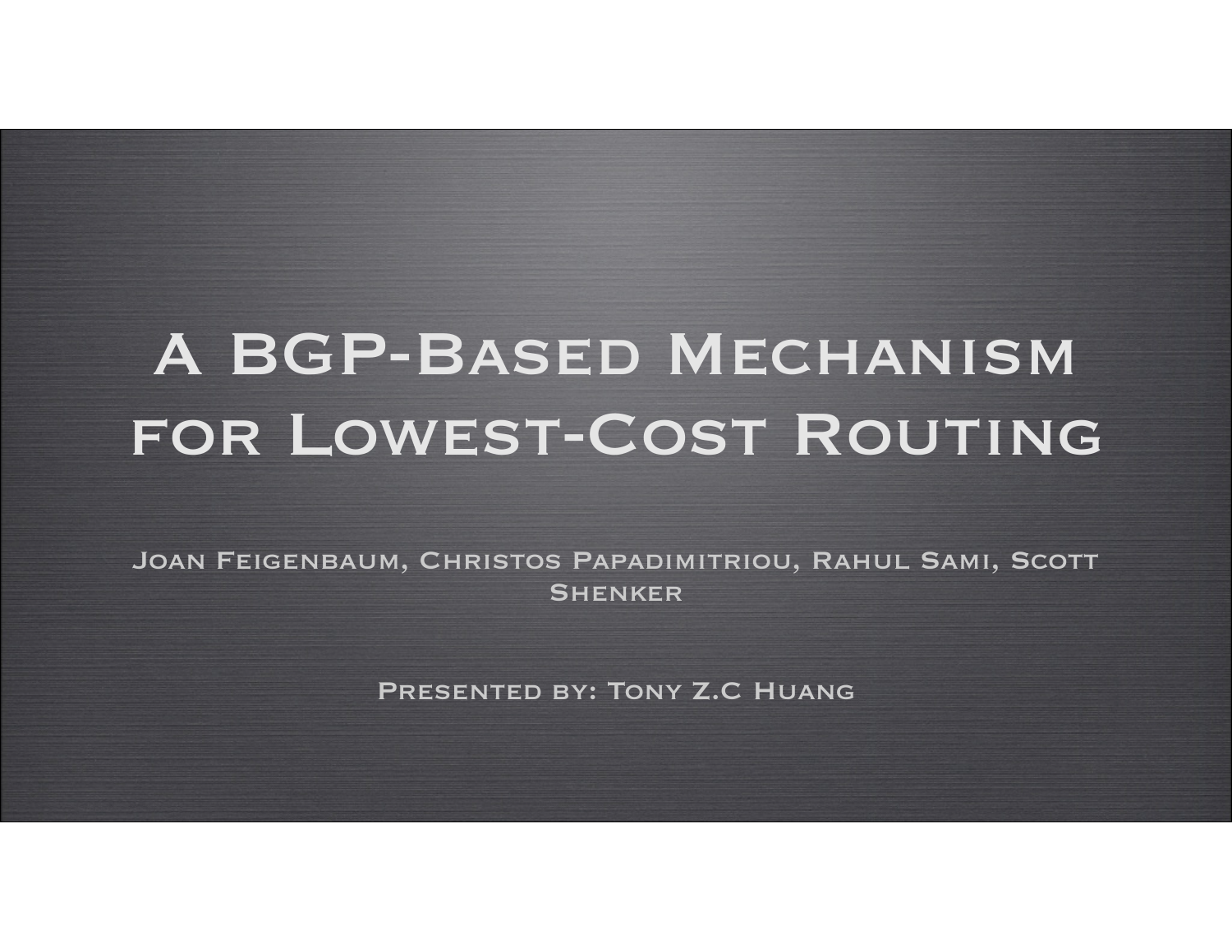# A BGP-Based Mechanism for Lowest-Cost Routing

Joan Feigenbaum, Christos Papadimitriou, Rahul Sami, Scott Shenker

Presented by: Tony Z.C Huang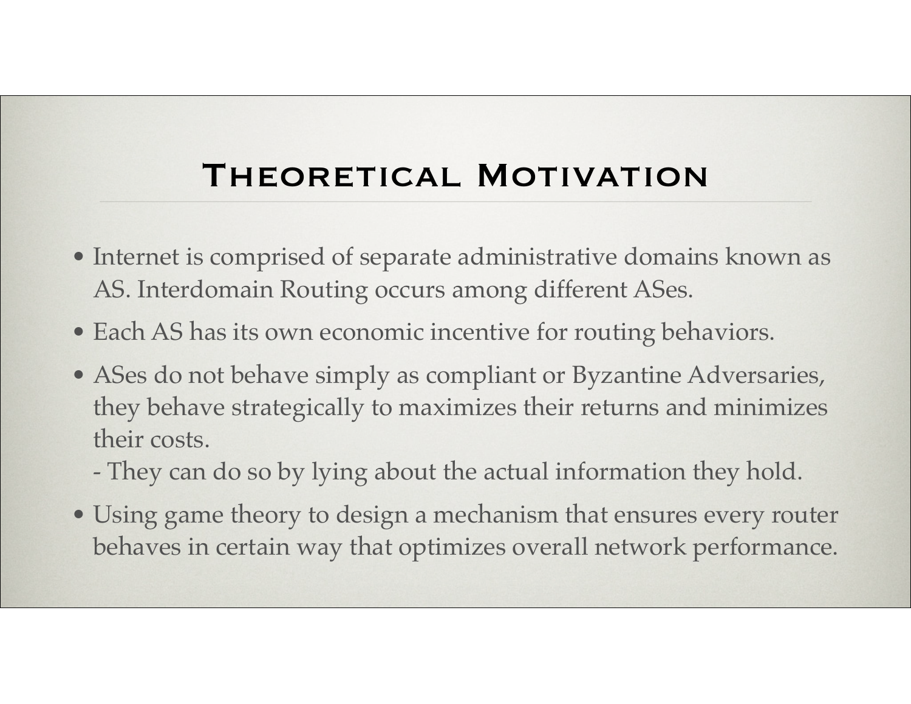# Theoretical Motivation

- Internet is comprised of separate administrative domains known as AS. Interdomain Routing occurs among different ASes.
- Each AS has its own economic incentive for routing behaviors.
- ASes do not behave simply as compliant or Byzantine Adversaries, they behave strategically to maximizes their returns and minimizes their costs.
  - They can do so by lying about the actual information they hold.
- Using game theory to design a mechanism that ensures every router behaves in certain way that optimizes overall network performance.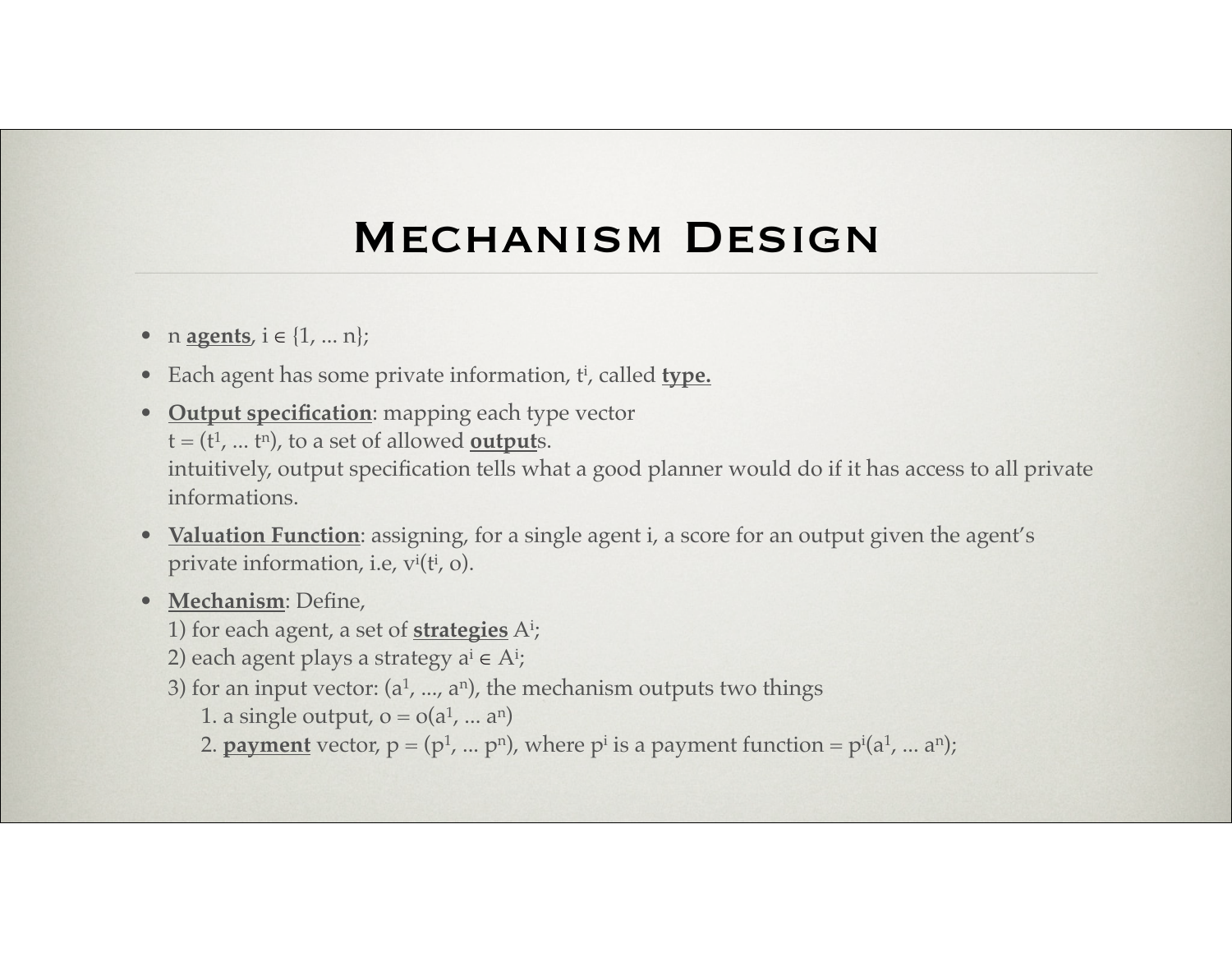# Mechanism Design

- n **agents**, $i \in \{1, \ldots n\}$;
- Each agent has some private information, $t^i$, called **type.**
- **Output specification**: mapping each type vector $t = (t^1, \ldots t^n)$, to a set of allowed **output**s.
  intuitively, output specification tells what a good planner would do if it has access to all private informations.
- **Valuation Function**: assigning, for a single agent i, a score for an output given the agent's private information, i.e, $v^i(t^i, o)$.
- **Mechanism**: Define,
  1) for each agent, a set of **strategies** $A^i$;
  2) each agent plays a strategy $a^i \in A^i$;
  3) for an input vector: $(a^1, \ldots, a^n)$, the mechanism outputs two things
     1. a single output, $o = o(a^1, \ldots a^n)$
     2. **payment** vector, $p = (p^1, \ldots p^n)$, where $p^i$ is a payment function $= p^i(a^1, \ldots a^n)$;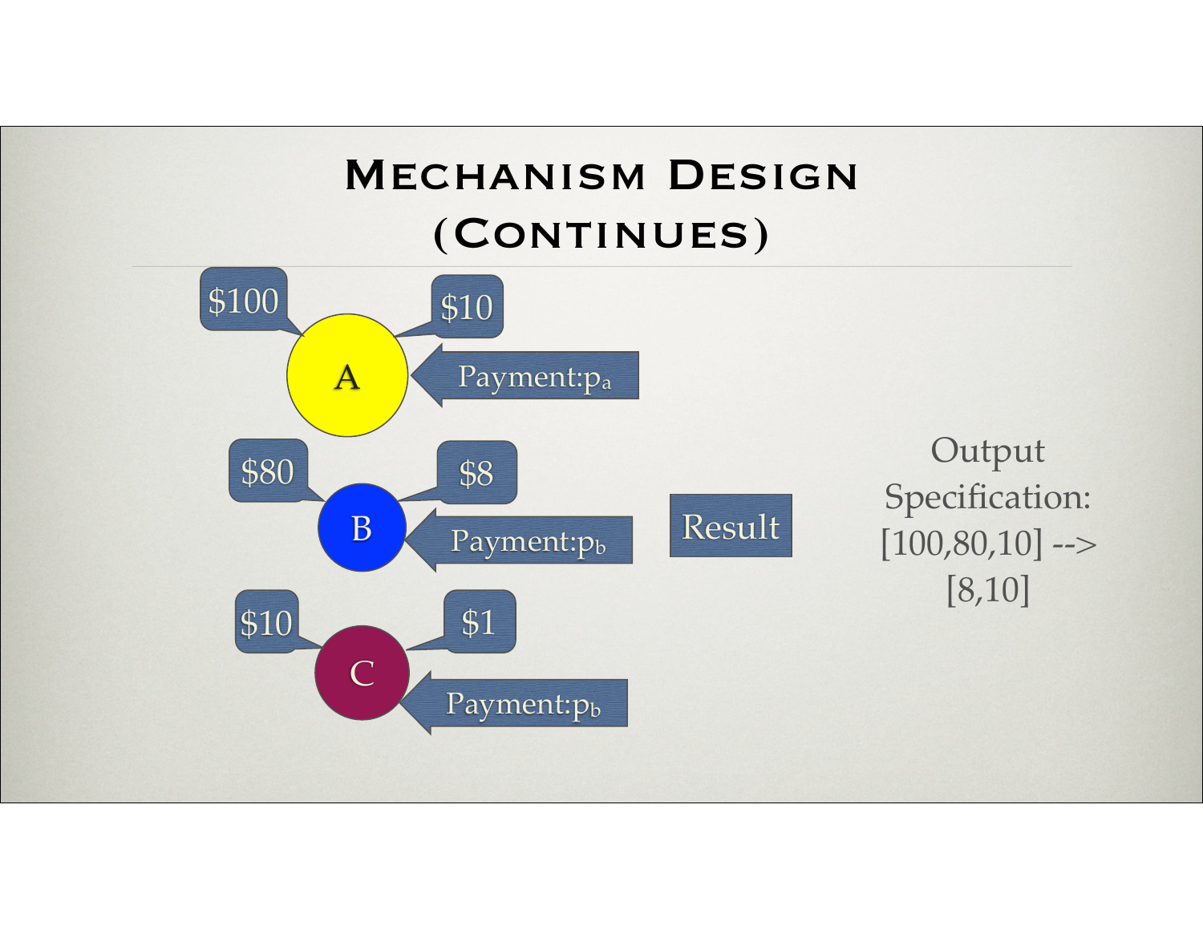# Mechanism Design (Continues)

$100 &nbsp; $10

A

Payment: $p_a$

$80 &nbsp; $8

B

Payment: $p_b$

Result

$10 &nbsp; $1

C

Payment: $p_b$

Output Specification:
[100,80,10] -->
[8,10]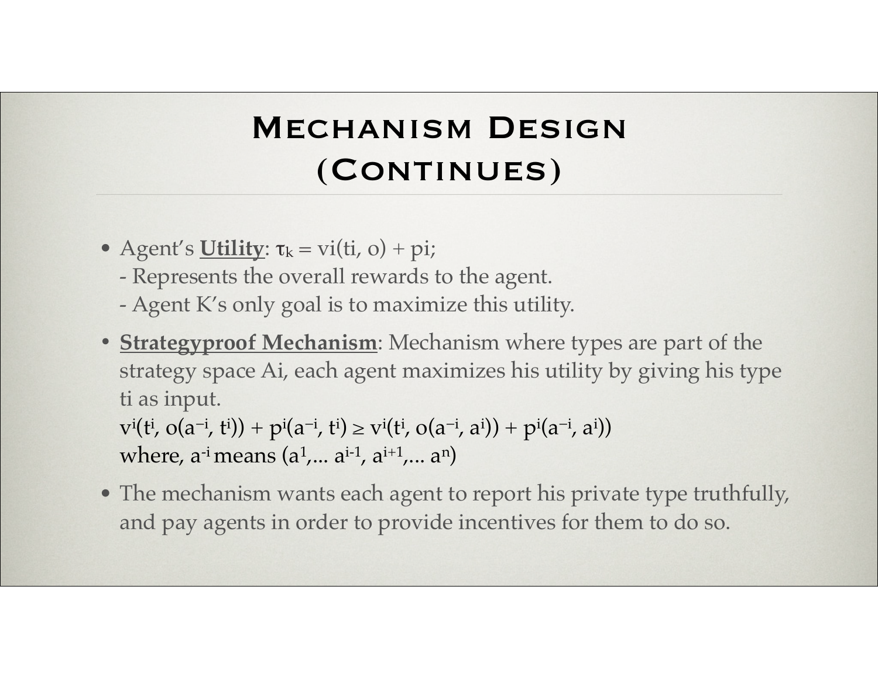# Mechanism Design (Continues)

- Agent's **Utility**: $\tau_k = vi(ti, o) + pi$;
  - Represents the overall rewards to the agent.
  - Agent K's only goal is to maximize this utility.
- **Strategyproof Mechanism**: Mechanism where types are part of the strategy space Ai, each agent maximizes his utility by giving his type ti as input.
  $v^i(t^i, o(a^{-i}, t^i)) + p^i(a^{-i}, t^i) \geq v^i(t^i, o(a^{-i}, a^i)) + p^i(a^{-i}, a^i))$
  where, $a^{-i}$ means $(a^1, \ldots a^{i-1}, a^{i+1}, \ldots a^n)$
- The mechanism wants each agent to report his private type truthfully, and pay agents in order to provide incentives for them to do so.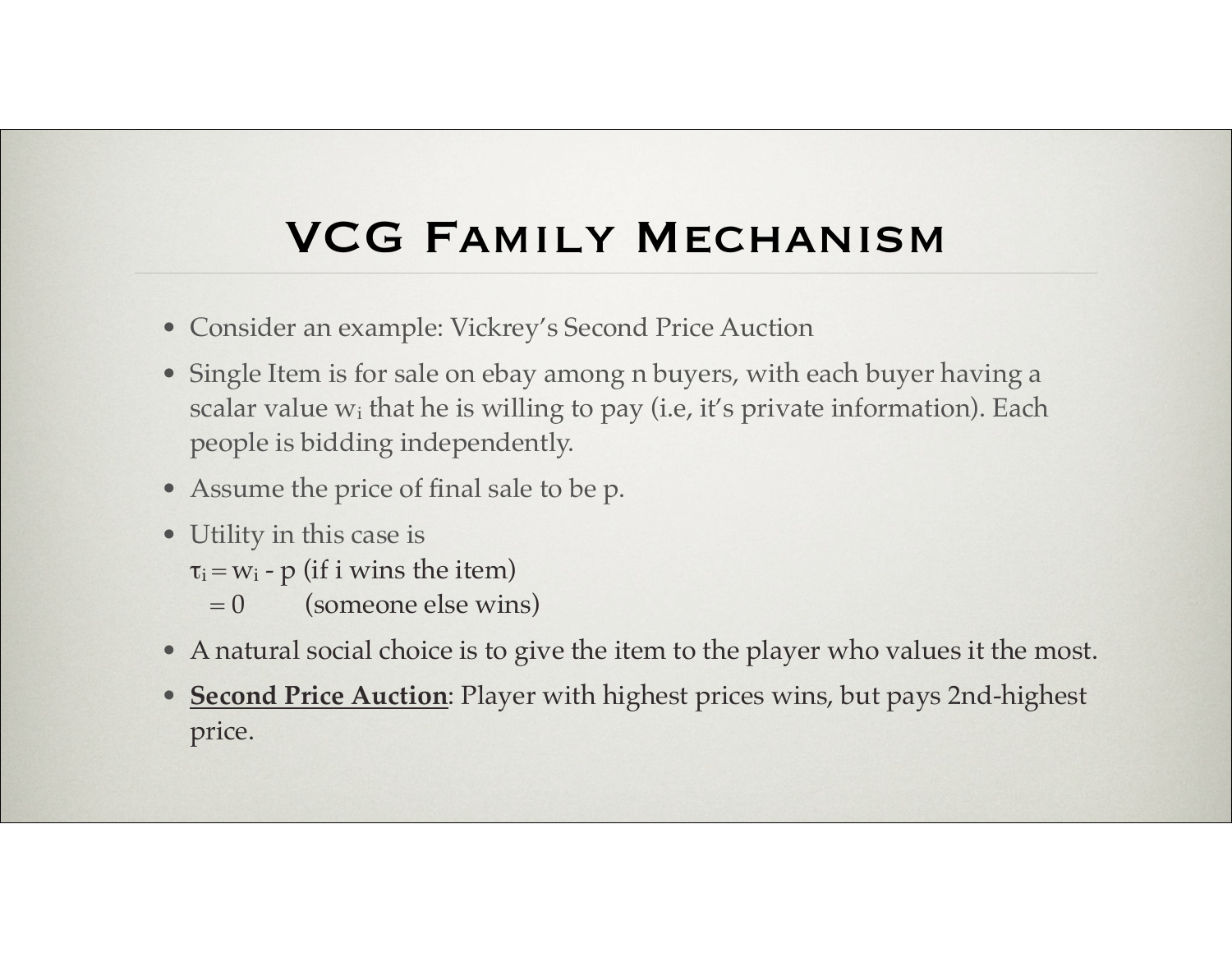# VCG Family Mechanism

- Consider an example: Vickrey's Second Price Auction
- Single Item is for sale on ebay among n buyers, with each buyer having a scalar value $w_i$ that he is willing to pay (i.e, it's private information). Each people is bidding independently.
- Assume the price of final sale to be p.
- Utility in this case is
  $\tau_i = w_i - p$ (if i wins the item)
  $= 0$ (someone else wins)
- A natural social choice is to give the item to the player who values it the most.
- **Second Price Auction**: Player with highest prices wins, but pays 2nd-highest price.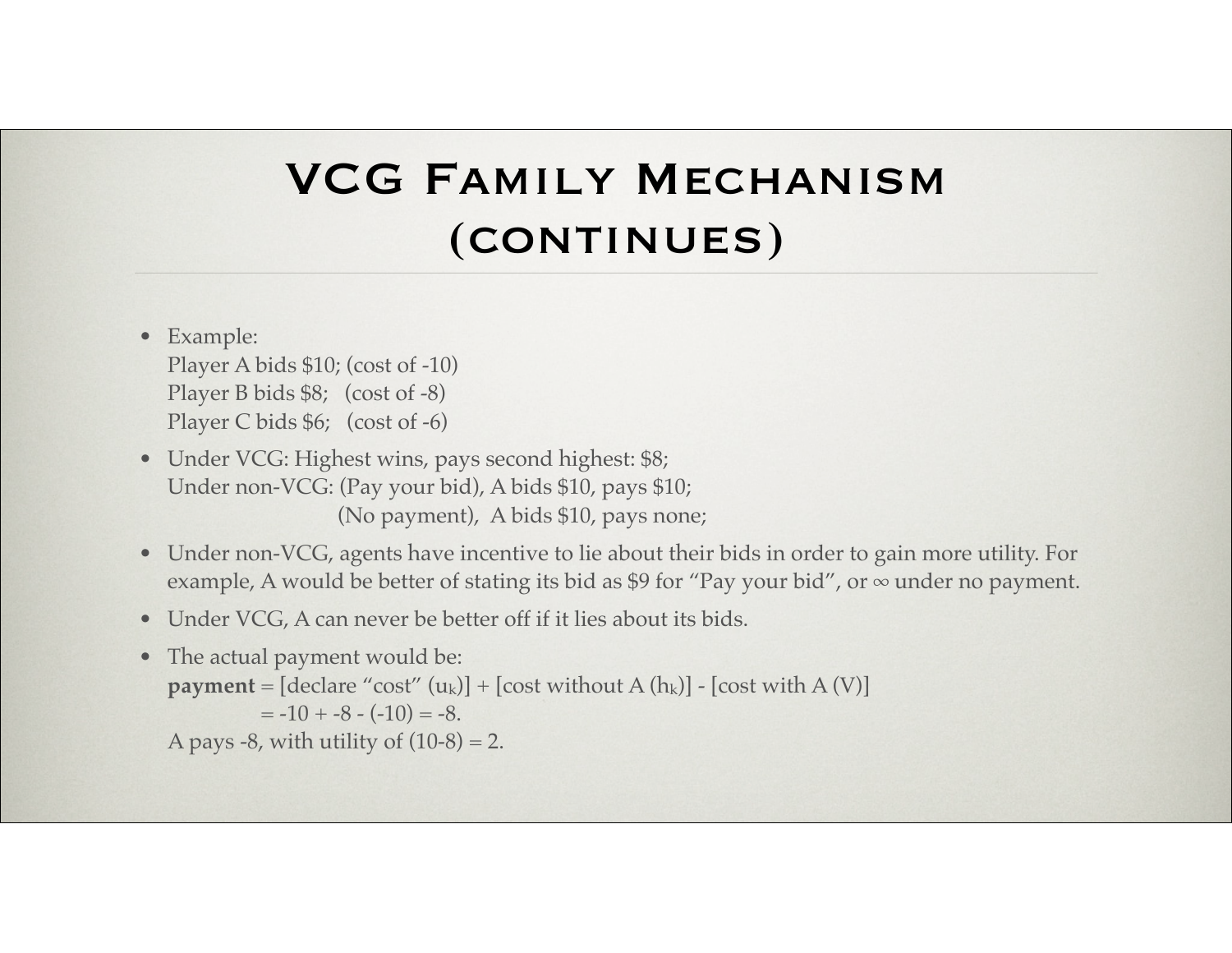# VCG Family Mechanism (continues)

- Example:
  Player A bids \$10; (cost of -10)
  Player B bids \$8;   (cost of -8)
  Player C bids \$6;   (cost of -6)
- Under VCG: Highest wins, pays second highest: \$8;
  Under non-VCG: (Pay your bid), A bids \$10, pays \$10;
  (No payment),  A bids \$10, pays none;
- Under non-VCG, agents have incentive to lie about their bids in order to gain more utility. For example, A would be better of stating its bid as \$9 for "Pay your bid", or $\infty$ under no payment.
- Under VCG, A can never be better off if it lies about its bids.
- The actual payment would be:
  **payment** = [declare "cost" ($u_k$)] + [cost without A ($h_k$)] - [cost with A (V)]
  $= -10 + -8 - (-10) = -8.$
  A pays -8, with utility of $(10-8) = 2$.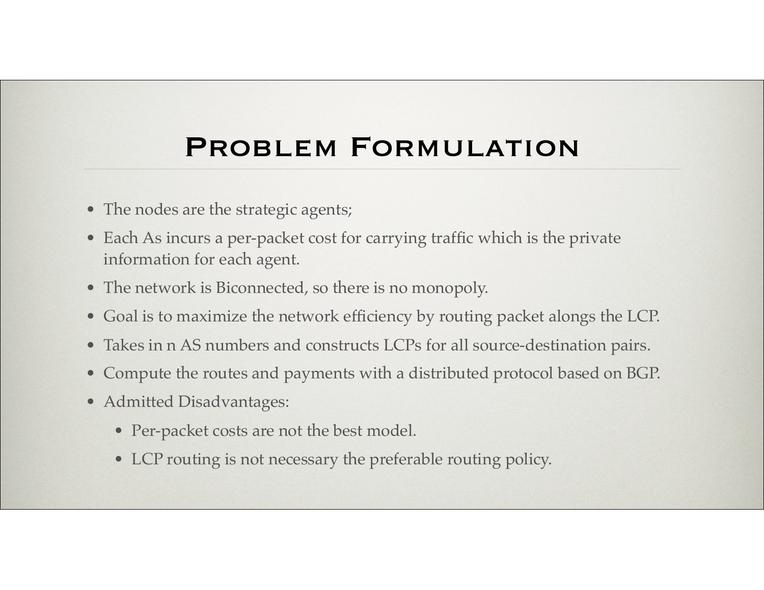# Problem Formulation

- The nodes are the strategic agents;
- Each As incurs a per-packet cost for carrying traffic which is the private information for each agent.
- The network is Biconnected, so there is no monopoly.
- Goal is to maximize the network efficiency by routing packet alongs the LCP.
- Takes in n AS numbers and constructs LCPs for all source-destination pairs.
- Compute the routes and payments with a distributed protocol based on BGP.
- Admitted Disadvantages:
  - Per-packet costs are not the best model.
  - LCP routing is not necessary the preferable routing policy.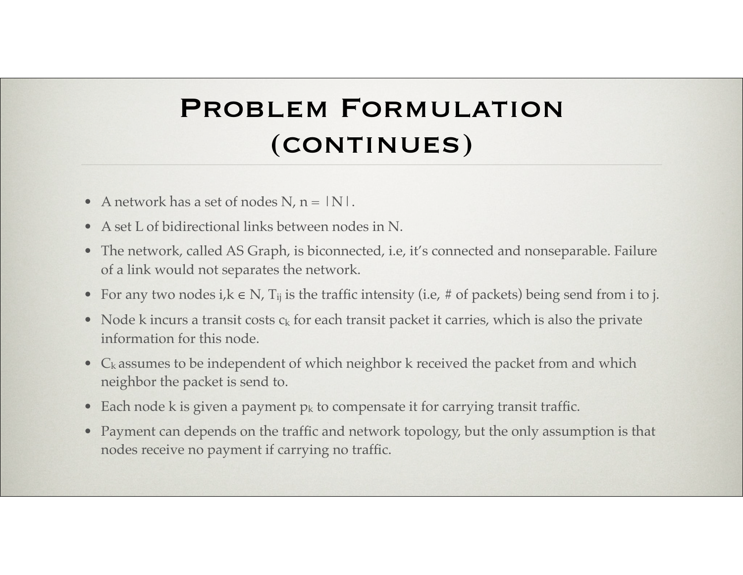# Problem Formulation (continues)

- A network has a set of nodes N, n = |N|.
- A set L of bidirectional links between nodes in N.
- The network, called AS Graph, is biconnected, i.e, it's connected and nonseparable. Failure of a link would not separates the network.
- For any two nodes $i,k \in N$, $T_{ij}$ is the traffic intensity (i.e, # of packets) being send from i to j.
- Node k incurs a transit costs $c_k$ for each transit packet it carries, which is also the private information for this node.
- $C_k$ assumes to be independent of which neighbor k received the packet from and which neighbor the packet is send to.
- Each node k is given a payment $p_k$ to compensate it for carrying transit traffic.
- Payment can depends on the traffic and network topology, but the only assumption is that nodes receive no payment if carrying no traffic.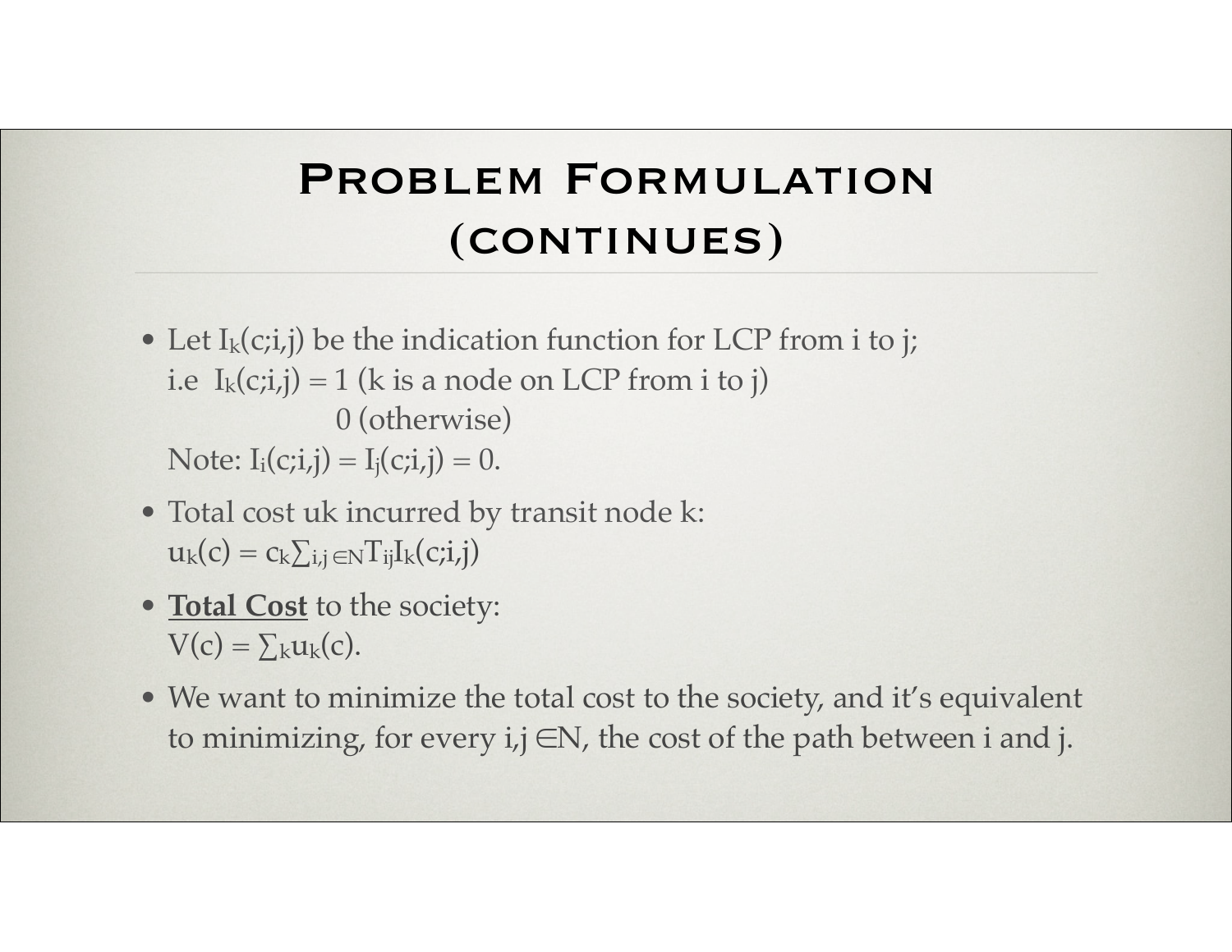# Problem Formulation (continues)

- Let $I_k(c;i,j)$ be the indication function for LCP from i to j;
  i.e $I_k(c;i,j) = 1$ (k is a node on LCP from i to j)
  0 (otherwise)
  Note: $I_i(c;i,j) = I_j(c;i,j) = 0$.
- Total cost uk incurred by transit node k:
  $u_k(c) = c_k \sum_{i,j \in N} T_{ij} I_k(c;i,j)$
- **<u>Total Cost</u>** to the society:
  $V(c) = \sum_k u_k(c)$.
- We want to minimize the total cost to the society, and it's equivalent to minimizing, for every $i,j \in N$, the cost of the path between i and j.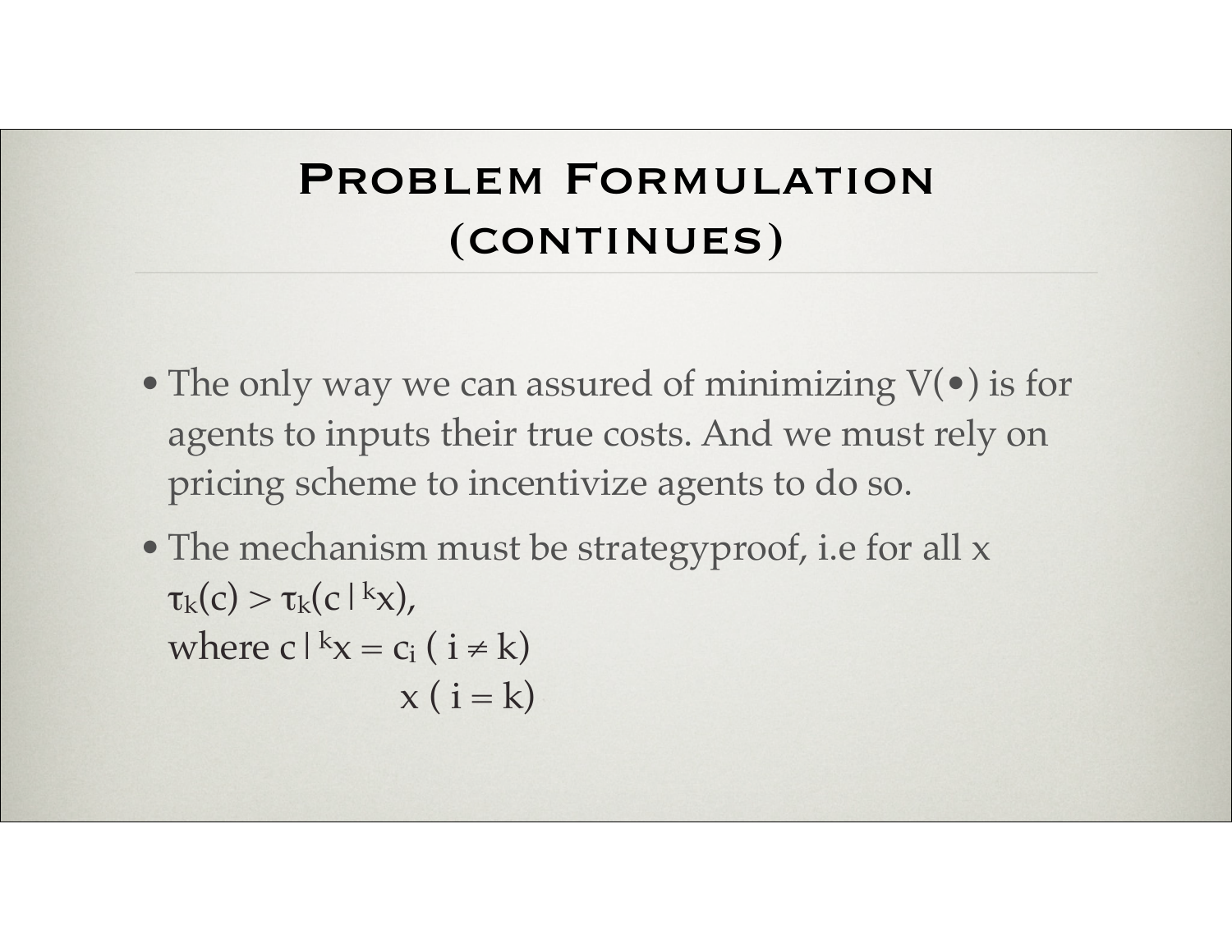# Problem Formulation (continues)

- The only way we can assured of minimizing V(•) is for agents to inputs their true costs. And we must rely on pricing scheme to incentivize agents to do so.
- The mechanism must be strategyproof, i.e for all x
  $\tau_k(c) > \tau_k(c|^k x)$,
  where $c|^k x = c_i \; ( i \neq k)$
  $x \; ( i = k)$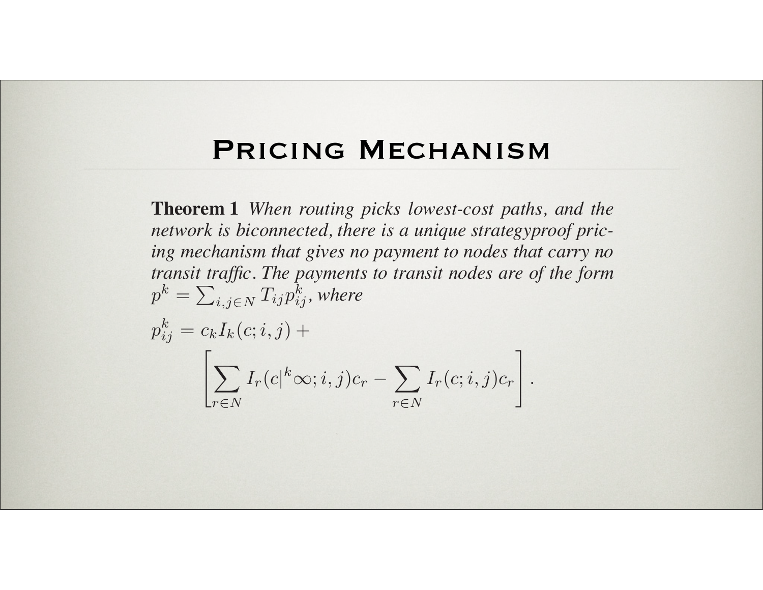# Pricing Mechanism

**Theorem 1** *When routing picks lowest-cost paths, and the network is biconnected, there is a unique strategyproof pricing mechanism that gives no payment to nodes that carry no transit traffic. The payments to transit nodes are of the form* $p^k = \sum_{i,j \in N} T_{ij} p_{ij}^k$, *where*

$$p_{ij}^k = c_k I_k(c; i, j) + \left[ \sum_{r \in N} I_r(c|^k \infty; i, j) c_r - \sum_{r \in N} I_r(c; i, j) c_r \right].$$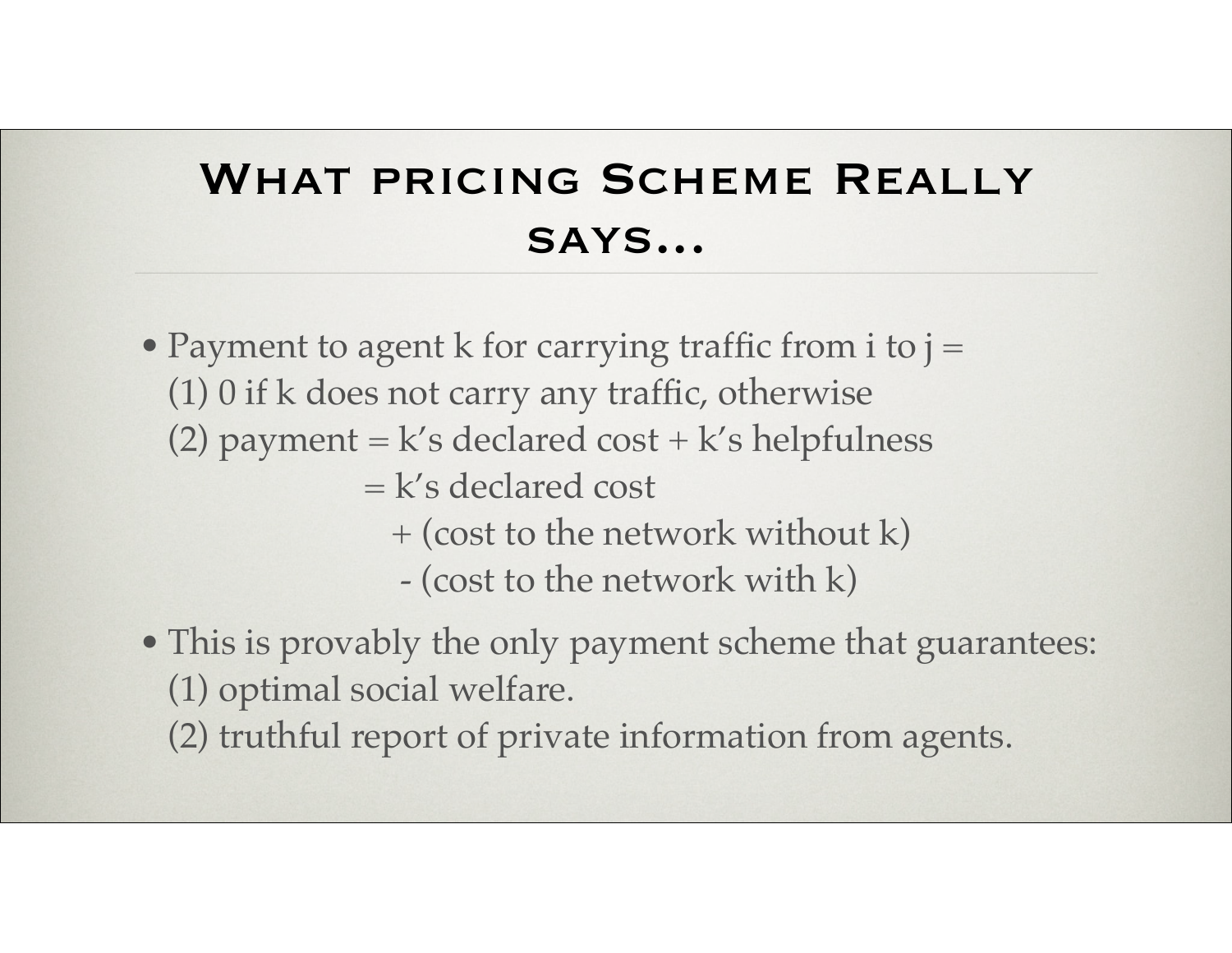# What pricing Scheme Really says...

- Payment to agent k for carrying traffic from i to j =
  (1) 0 if k does not carry any traffic, otherwise
  (2) payment = k's declared cost + k's helpfulness
  = k's declared cost
  + (cost to the network without k)
  - (cost to the network with k)
- This is provably the only payment scheme that guarantees:
  (1) optimal social welfare.
  (2) truthful report of private information from agents.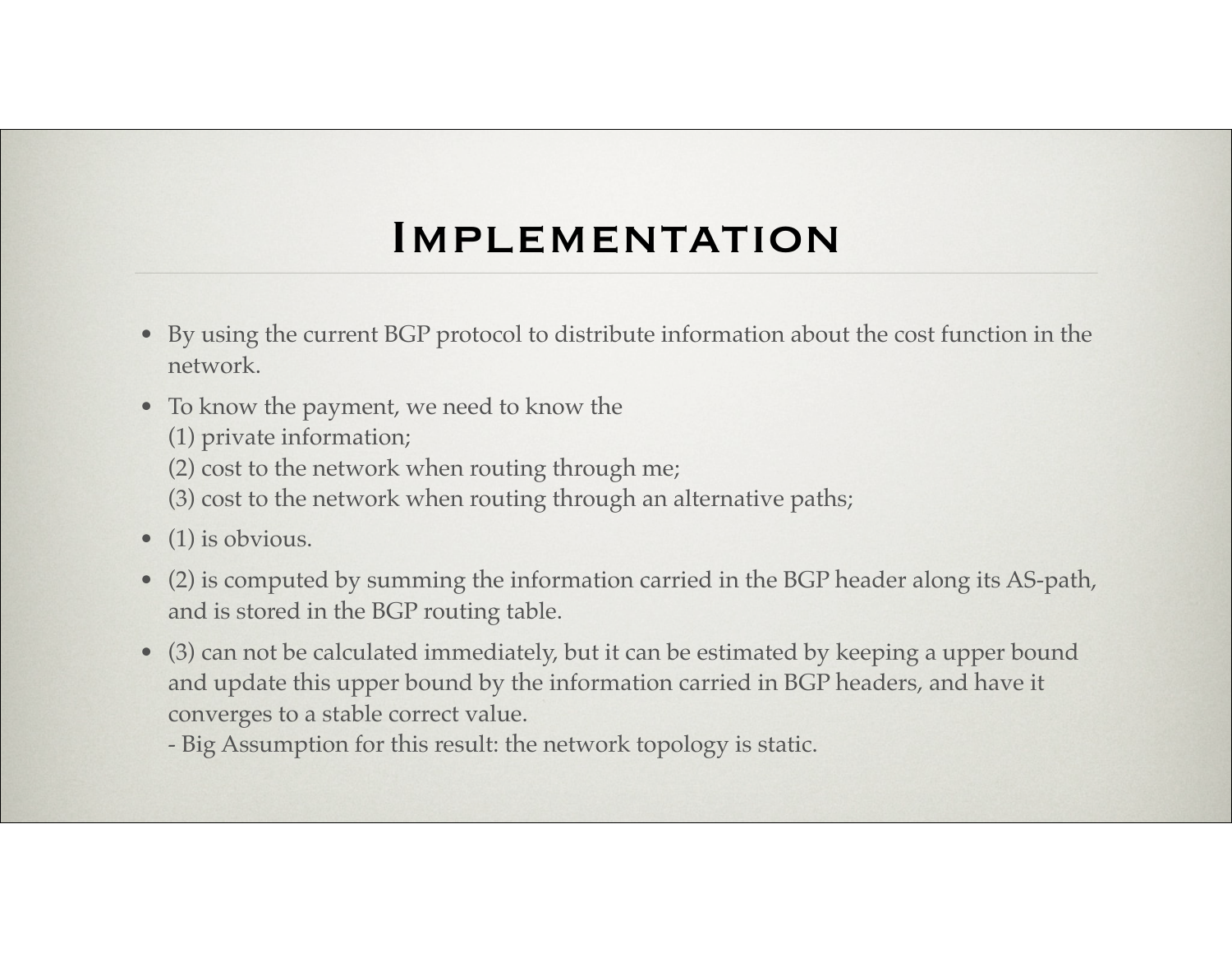# Implementation

- By using the current BGP protocol to distribute information about the cost function in the network.
- To know the payment, we need to know the
  (1) private information;
  (2) cost to the network when routing through me;
  (3) cost to the network when routing through an alternative paths;
- (1) is obvious.
- (2) is computed by summing the information carried in the BGP header along its AS-path, and is stored in the BGP routing table.
- (3) can not be calculated immediately, but it can be estimated by keeping a upper bound and update this upper bound by the information carried in BGP headers, and have it converges to a stable correct value.
  - Big Assumption for this result: the network topology is static.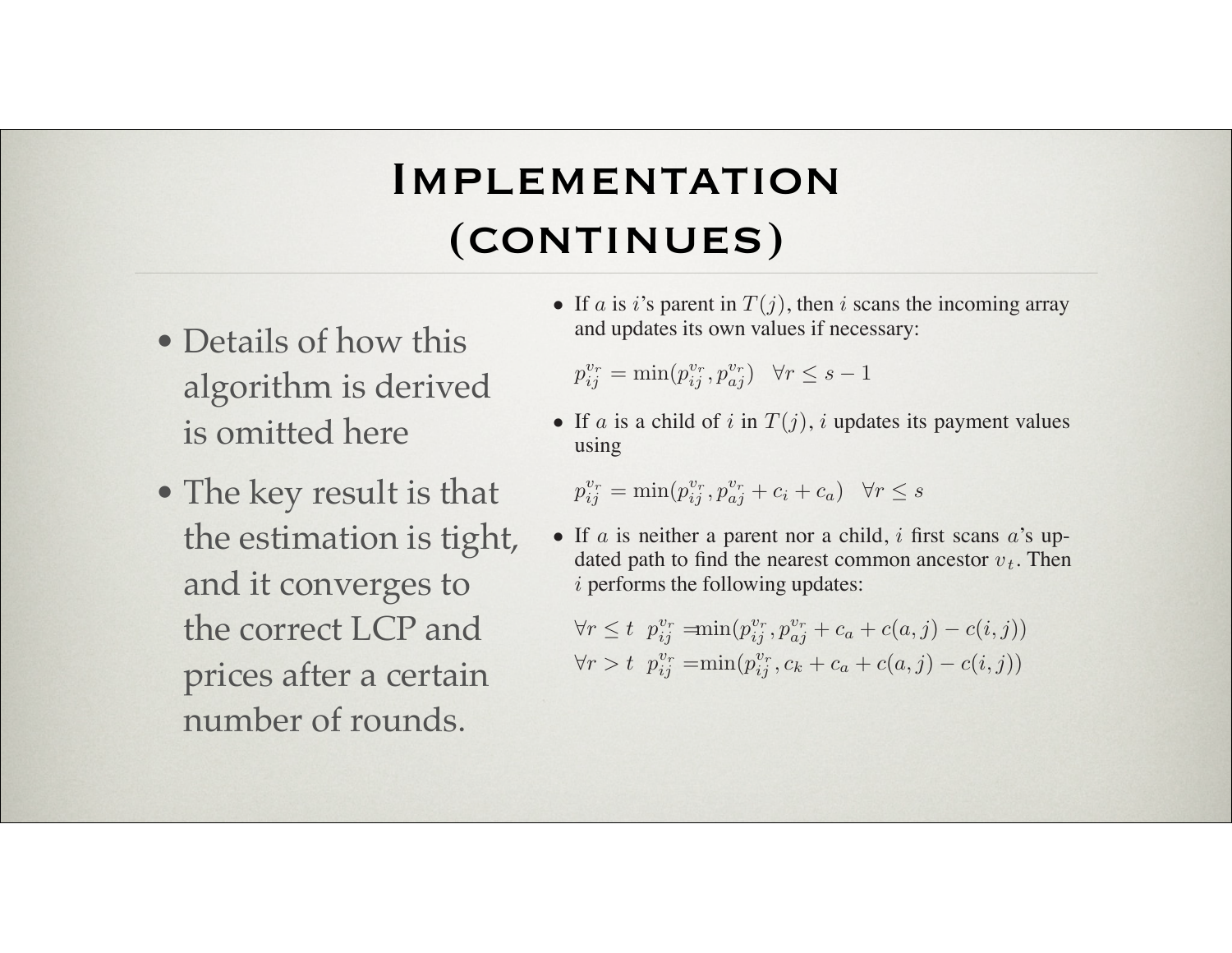# Implementation (continues)

- Details of how this algorithm is derived is omitted here
- The key result is that the estimation is tight, and it converges to the correct LCP and prices after a certain number of rounds.

- If $a$ is $i$'s parent in $T(j)$, then $i$ scans the incoming array and updates its own values if necessary:

$$p_{ij}^{v_r} = \min(p_{ij}^{v_r}, p_{aj}^{v_r}) \quad \forall r \leq s-1$$

- If $a$ is a child of $i$ in $T(j)$, $i$ updates its payment values using

$$p_{ij}^{v_r} = \min(p_{ij}^{v_r}, p_{aj}^{v_r} + c_i + c_a) \quad \forall r \leq s$$

- If $a$ is neither a parent nor a child, $i$ first scans $a$'s updated path to find the nearest common ancestor $v_t$. Then $i$ performs the following updates:

$$\forall r \leq t \;\; p_{ij}^{v_r} = \min(p_{ij}^{v_r}, p_{aj}^{v_r} + c_a + c(a,j) - c(i,j))$$
$$\forall r > t \;\; p_{ij}^{v_r} = \min(p_{ij}^{v_r}, c_k + c_a + c(a,j) - c(i,j))$$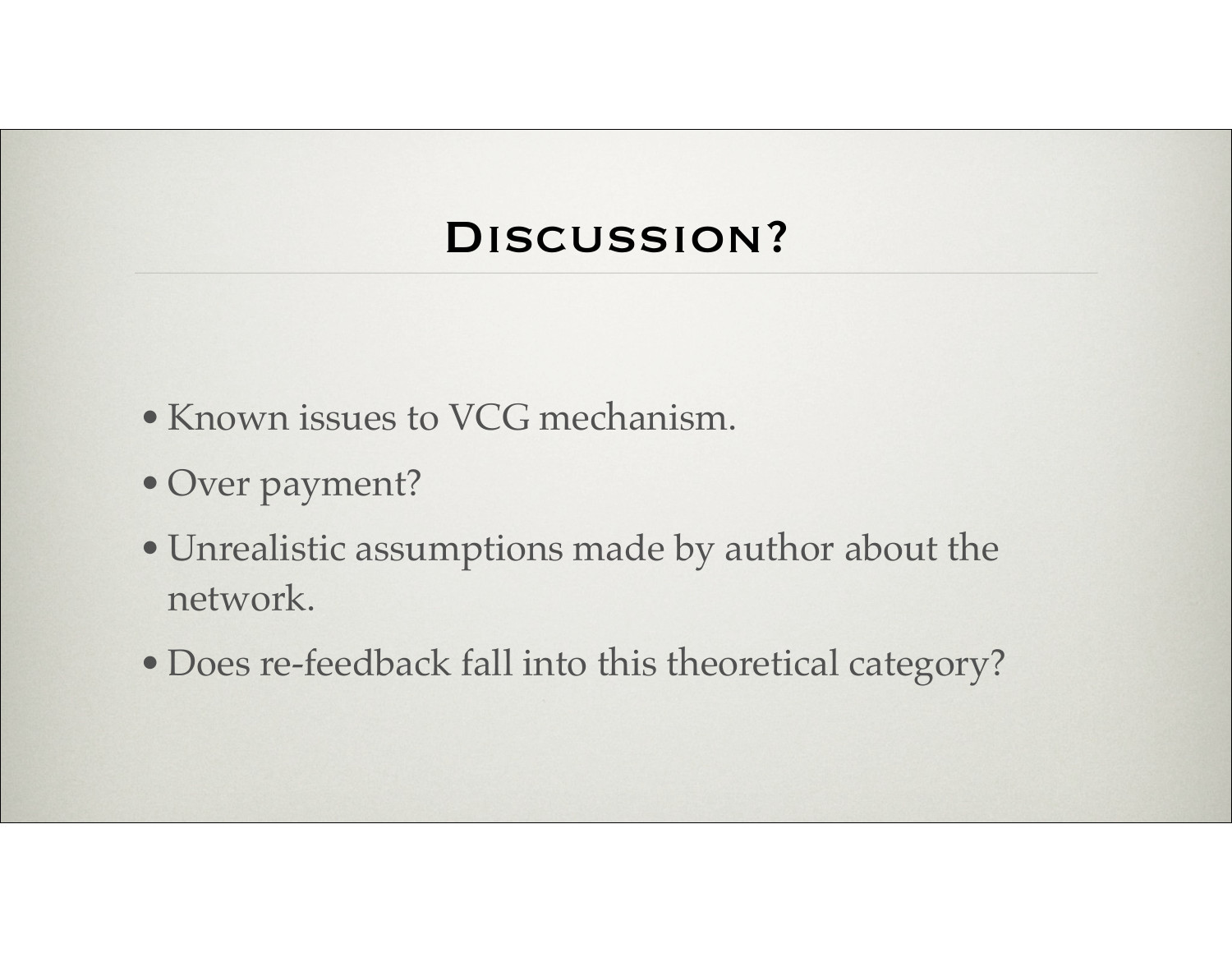# Discussion?

- Known issues to VCG mechanism.
- Over payment?
- Unrealistic assumptions made by author about the network.
- Does re-feedback fall into this theoretical category?